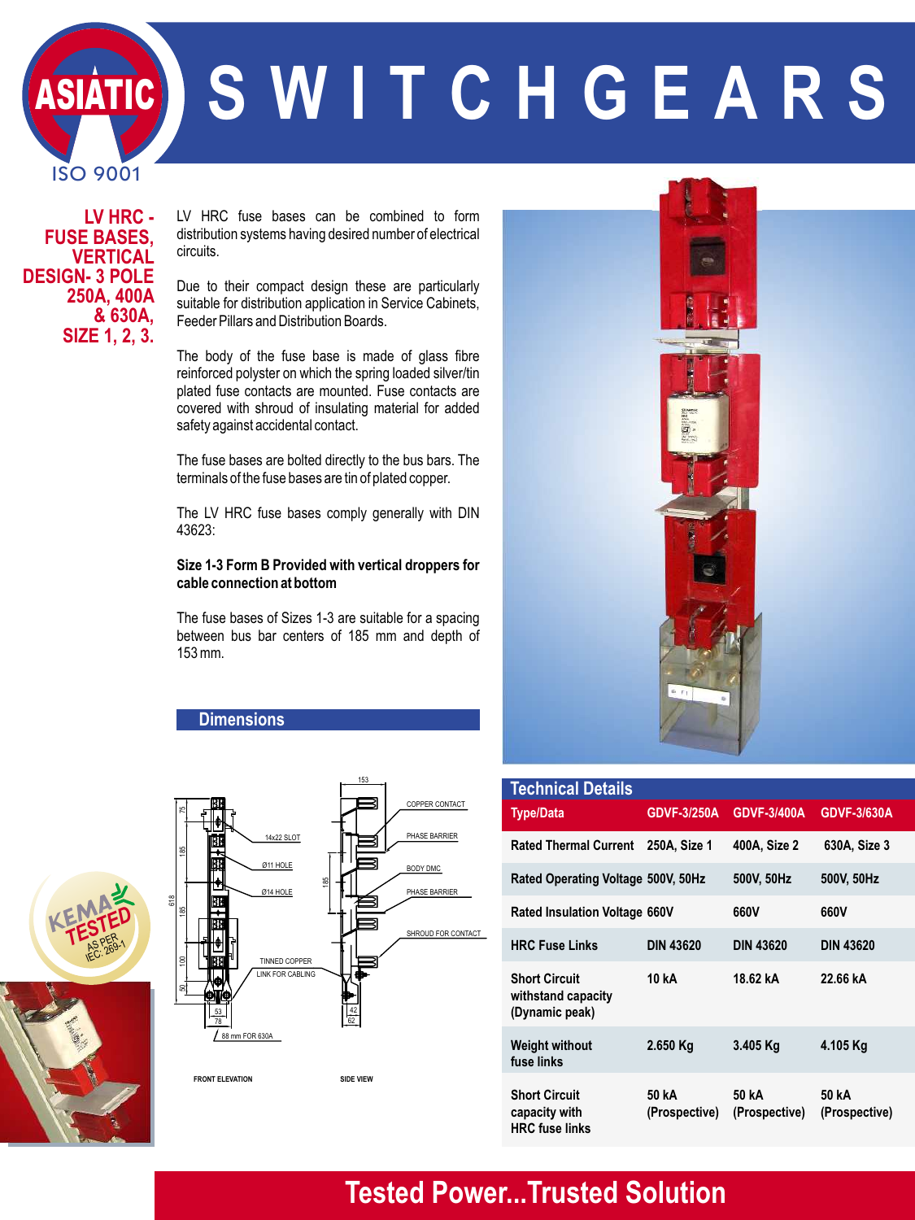# ASIATIC SWITCHGEARS

ISO 9001

## LV HRC - FUSE BASES, VERTICAL DESIGN- 3 POLE 250A, 400A & 630A, SIZE 1, 2, 3.

LV HRC fuse bases can be combined to form distribution systems having desired number of electrical circuits.

Due to their compact design these are particularly suitable for distribution application in Service Cabinets, Feeder Pillars and Distribution Boards.

The body of the fuse base is made of glass fibre reinforced polyster on which the spring loaded silver/tin plated fuse contacts are mounted. Fuse contacts are covered with shroud of insulating material for added safety against accidental contact.

The fuse bases are bolted directly to the bus bars. The terminals of the fuse bases are tin of plated copper.

The LV HRC fuse bases comply generally with DIN 43623:

**Size 1-3 Form B Provided with vertical droppers for cable connection at bottom**

The fuse bases of Sizes 1-3 are suitable for a spacing between bus bar centers of 185 mm and depth of 153 mm.

## Dimensions

FRONT ELEVATION

SIDE VIEW

KEMA TESTED AS PER IEC: 269-1

## Technical Details

| Type/Data | GDVF-3/250A | GDVF-3/400A | GDVF-3/630A |
|---|---|---|---|
| Rated Thermal Current | 250A, Size 1 | 400A, Size 2 | 630A, Size 3 |
| Rated Operating Voltage | 500V, 50Hz | 500V, 50Hz | 500V, 50Hz |
| Rated Insulation Voltage | 660V | 660V | 660V |
| HRC Fuse Links | DIN 43620 | DIN 43620 | DIN 43620 |
| Short Circuit withstand capacity (Dynamic peak) | 10 kA | 18.62 kA | 22.66 kA |
| Weight without fuse links | 2.650 Kg | 3.405 Kg | 4.105 Kg |
| Short Circuit capacity with HRC fuse links | 50 kA (Prospective) | 50 kA (Prospective) | 50 kA (Prospective) |

**Tested Power...Trusted Solution**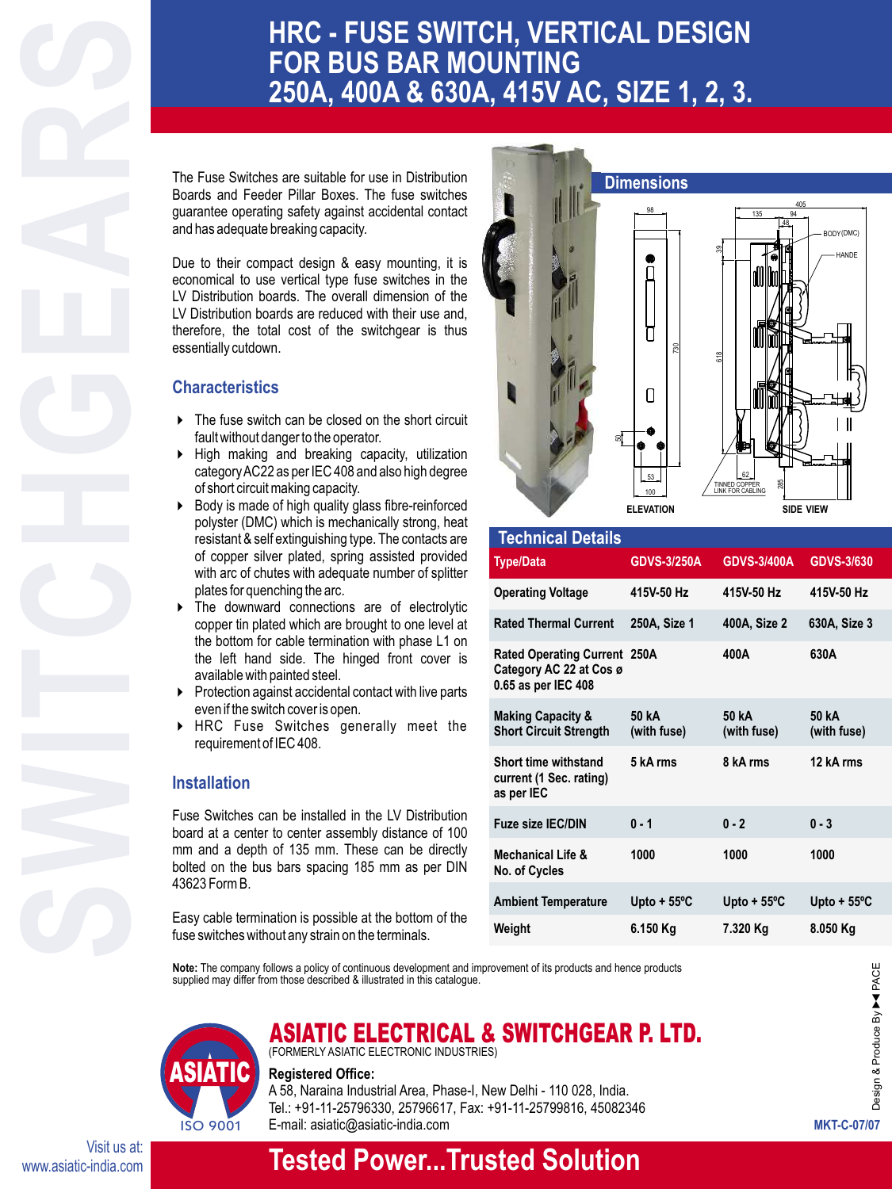# HRC - FUSE SWITCH, VERTICAL DESIGN FOR BUS BAR MOUNTING 250A, 400A & 630A, 415V AC, SIZE 1, 2, 3.

The Fuse Switches are suitable for use in Distribution Boards and Feeder Pillar Boxes. The fuse switches guarantee operating safety against accidental contact and has adequate breaking capacity.

Due to their compact design & easy mounting, it is economical to use vertical type fuse switches in the LV Distribution boards. The overall dimension of the LV Distribution boards are reduced with their use and, therefore, the total cost of the switchgear is thus essentially cutdown.

## Characteristics

- The fuse switch can be closed on the short circuit fault without danger to the operator.
- High making and breaking capacity, utilization category AC22 as per IEC 408 and also high degree of short circuit making capacity.
- Body is made of high quality glass fibre-reinforced polyster (DMC) which is mechanically strong, heat resistant & self extinguishing type. The contacts are of copper silver plated, spring assisted provided with arc of chutes with adequate number of splitter plates for quenching the arc.
- The downward connections are of electrolytic copper tin plated which are brought to one level at the bottom for cable termination with phase L1 on the left hand side. The hinged front cover is available with painted steel.
- Protection against accidental contact with live parts even if the switch cover is open.
- HRC Fuse Switches generally meet the requirement of IEC 408.

## Installation

Fuse Switches can be installed in the LV Distribution board at a center to center assembly distance of 100 mm and a depth of 135 mm. These can be directly bolted on the bus bars spacing 185 mm as per DIN 43623 Form B.

Easy cable termination is possible at the bottom of the fuse switches without any strain on the terminals.

## Dimensions

98
730
50
53
100
ELEVATION

405
135
94
48
BODY(DMC)
HANDE
39
618
62
285
TINNED COPPER LINK FOR CABLING
SIDE VIEW

## Technical Details

| Type/Data | GDVS-3/250A | GDVS-3/400A | GDVS-3/630 |
|---|---|---|---|
| Operating Voltage | 415V-50 Hz | 415V-50 Hz | 415V-50 Hz |
| Rated Thermal Current | 250A, Size 1 | 400A, Size 2 | 630A, Size 3 |
| Rated Operating Current Category AC 22 at Cos ø 0.65 as per IEC 408 | 250A | 400A | 630A |
| Making Capacity & Short Circuit Strength | 50 kA (with fuse) | 50 kA (with fuse) | 50 kA (with fuse) |
| Short time withstand current (1 Sec. rating) as per IEC | 5 kA rms | 8 kA rms | 12 kA rms |
| Fuze size IEC/DIN | 0 - 1 | 0 - 2 | 0 - 3 |
| Mechanical Life & No. of Cycles | 1000 | 1000 | 1000 |
| Ambient Temperature | Upto + 55ºC | Upto + 55ºC | Upto + 55ºC |
| Weight | 6.150 Kg | 7.320 Kg | 8.050 Kg |

**Note:** The company follows a policy of continuous development and improvement of its products and hence products supplied may differ from those described & illustrated in this catalogue.

## ASIATIC ELECTRICAL & SWITCHGEAR P. LTD.

(FORMERLY ASIATIC ELECTRONIC INDUSTRIES)

**Registered Office:**
A 58, Naraina Industrial Area, Phase-I, New Delhi - 110 028, India.
Tel.: +91-11-25796330, 25796617, Fax: +91-11-25799816, 45082346
E-mail: asiatic@asiatic-india.com

ISO 9001

MKT-C-07/07

Visit us at: www.asiatic-india.com

**Tested Power...Trusted Solution**